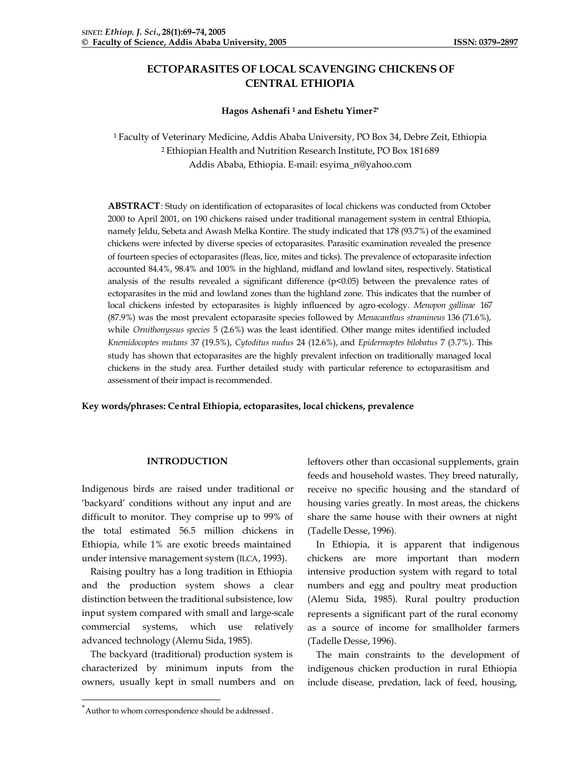# ECTOPARASITES OF LOCAL SCAVENGING CHICKENS OF CENTRAL ETHIOPIA

**Hagos Ashenafi [1] and Eshetu Yimer [2*]**

[1] Faculty of Veterinary Medicine, Addis Ababa University, PO Box 34, Debre Zeit, Ethiopia
[2] Ethiopian Health and Nutrition Research Institute, PO Box 181689
Addis Ababa, Ethiopia. E-mail: esyima_n@yahoo.com

**ABSTRACT**: Study on identification of ectoparasites of local chickens was conducted from October 2000 to April 2001, on 190 chickens raised under traditional management system in central Ethiopia, namely Jeldu, Sebeta and Awash Melka Kontire. The study indicated that 178 (93.7%) of the examined chickens were infected by diverse species of ectoparasites. Parasitic examination revealed the presence of fourteen species of ectoparasites (fleas, lice, mites and ticks). The prevalence of ectoparasite infection accounted 84.4%, 98.4% and 100% in the highland, midland and lowland sites, respectively. Statistical analysis of the results revealed a significant difference ($p<0.05$) between the prevalence rates of ectoparasites in the mid and lowland zones than the highland zone. This indicates that the number of local chickens infested by ectoparasites is highly influenced by agro-ecology. *Menopon gallinae* 167 (87.9%) was the most prevalent ectoparasite species followed by *Menacanthus stramineus* 136 (71.6%), while *Ornithonyssus species* 5 (2.6%) was the least identified. Other mange mites identified included *Knemidocoptes mutans* 37 (19.5%), *Cytoditus nudus* 24 (12.6%), and *Epidermoptes bilobatus* 7 (3.7%). This study has shown that ectoparasites are the highly prevalent infection on traditionally managed local chickens in the study area. Further detailed study with particular reference to ectoparasitism and assessment of their impact is recommended.

**Key words/phrases: Central Ethiopia, ectoparasites, local chickens, prevalence**

## INTRODUCTION

Indigenous birds are raised under traditional or 'backyard' conditions without any input and are difficult to monitor. They comprise up to 99% of the total estimated 56.5 million chickens in Ethiopia, while 1% are exotic breeds maintained under intensive management system (ILCA, 1993).

Raising poultry has a long tradition in Ethiopia and the production system shows a clear distinction between the traditional subsistence, low input system compared with small and large-scale commercial systems, which use relatively advanced technology (Alemu Sida, 1985).

The backyard (traditional) production system is characterized by minimum inputs from the owners, usually kept in small numbers and on leftovers other than occasional supplements, grain feeds and household wastes. They breed naturally, receive no specific housing and the standard of housing varies greatly. In most areas, the chickens share the same house with their owners at night (Tadelle Desse, 1996).

In Ethiopia, it is apparent that indigenous chickens are more important than modern intensive production system with regard to total numbers and egg and poultry meat production (Alemu Sida, 1985). Rural poultry production represents a significant part of the rural economy as a source of income for smallholder farmers (Tadelle Desse, 1996).

The main constraints to the development of indigenous chicken production in rural Ethiopia include disease, predation, lack of feed, housing,

[*] Author to whom correspondence should be addressed.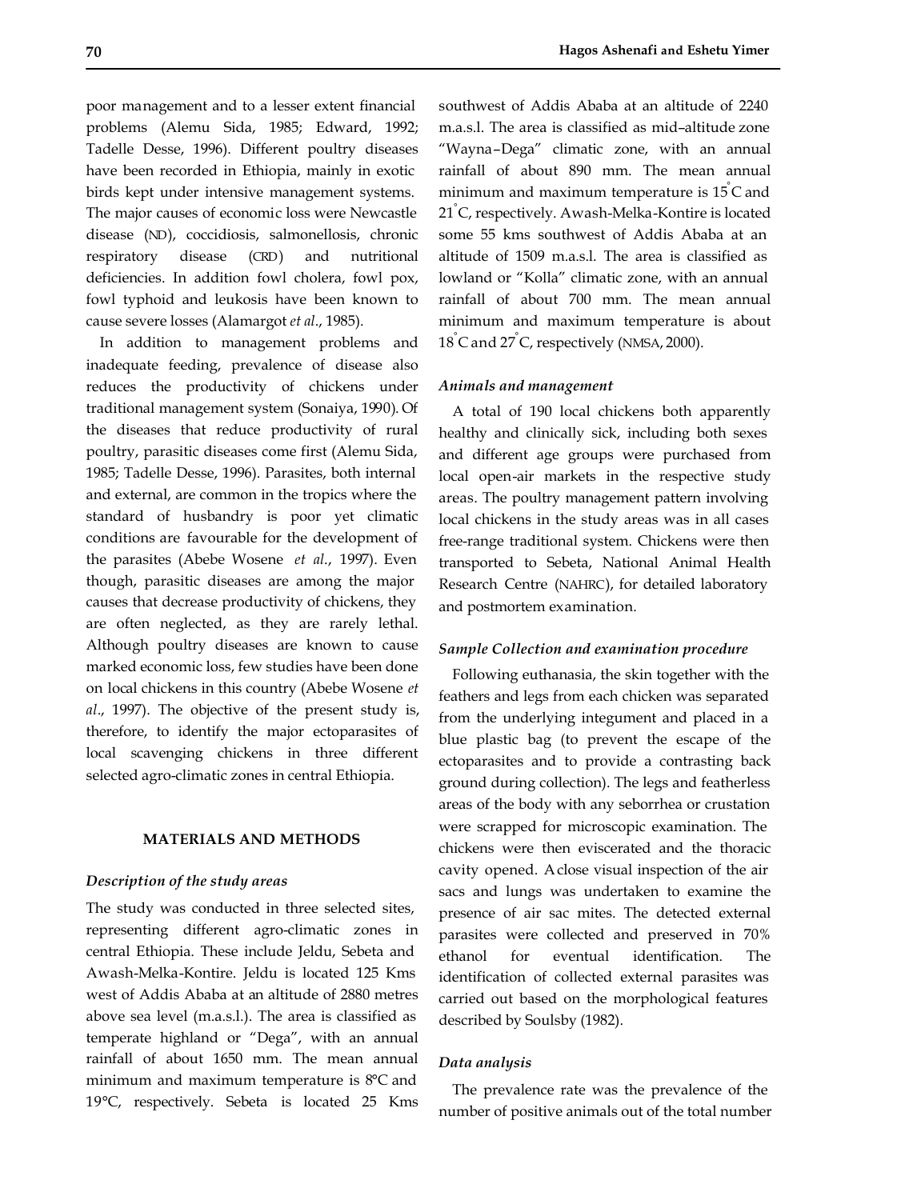poor management and to a lesser extent financial problems (Alemu Sida, 1985; Edward, 1992; Tadelle Desse, 1996). Different poultry diseases have been recorded in Ethiopia, mainly in exotic birds kept under intensive management systems. The major causes of economic loss were Newcastle disease (ND), coccidiosis, salmonellosis, chronic respiratory disease (CRD) and nutritional deficiencies. In addition fowl cholera, fowl pox, fowl typhoid and leukosis have been known to cause severe losses (Alamargot *et al*., 1985).

In addition to management problems and inadequate feeding, prevalence of disease also reduces the productivity of chickens under traditional management system (Sonaiya, 1990). Of the diseases that reduce productivity of rural poultry, parasitic diseases come first (Alemu Sida, 1985; Tadelle Desse, 1996). Parasites, both internal and external, are common in the tropics where the standard of husbandry is poor yet climatic conditions are favourable for the development of the parasites (Abebe Wosene *et al*., 1997). Even though, parasitic diseases are among the major causes that decrease productivity of chickens, they are often neglected, as they are rarely lethal. Although poultry diseases are known to cause marked economic loss, few studies have been done on local chickens in this country (Abebe Wosene *et al*., 1997). The objective of the present study is, therefore, to identify the major ectoparasites of local scavenging chickens in three different selected agro-climatic zones in central Ethiopia.

## MATERIALS AND METHODS

### *Description of the study areas*

The study was conducted in three selected sites, representing different agro-climatic zones in central Ethiopia. These include Jeldu, Sebeta and Awash-Melka-Kontire. Jeldu is located 125 Kms west of Addis Ababa at an altitude of 2880 metres above sea level (m.a.s.l.). The area is classified as temperate highland or "Dega", with an annual rainfall of about 1650 mm. The mean annual minimum and maximum temperature is 8°C and 19°C, respectively. Sebeta is located 25 Kms southwest of Addis Ababa at an altitude of 2240 m.a.s.l. The area is classified as mid–altitude zone "Wayna–Dega" climatic zone, with an annual rainfall of about 890 mm. The mean annual minimum and maximum temperature is 15°C and 21°C, respectively. Awash-Melka-Kontire is located some 55 kms southwest of Addis Ababa at an altitude of 1509 m.a.s.l. The area is classified as lowland or "Kolla" climatic zone, with an annual rainfall of about 700 mm. The mean annual minimum and maximum temperature is about 18°C and 27°C, respectively (NMSA, 2000).

### *Animals and management*

A total of 190 local chickens both apparently healthy and clinically sick, including both sexes and different age groups were purchased from local open-air markets in the respective study areas. The poultry management pattern involving local chickens in the study areas was in all cases free-range traditional system. Chickens were then transported to Sebeta, National Animal Health Research Centre (NAHRC), for detailed laboratory and postmortem examination.

### *Sample Collection and examination procedure*

Following euthanasia, the skin together with the feathers and legs from each chicken was separated from the underlying integument and placed in a blue plastic bag (to prevent the escape of the ectoparasites and to provide a contrasting back ground during collection). The legs and featherless areas of the body with any seborrhea or crustation were scrapped for microscopic examination. The chickens were then eviscerated and the thoracic cavity opened. A close visual inspection of the air sacs and lungs was undertaken to examine the presence of air sac mites. The detected external parasites were collected and preserved in 70% ethanol for eventual identification. The identification of collected external parasites was carried out based on the morphological features described by Soulsby (1982).

### *Data analysis*

The prevalence rate was the prevalence of the number of positive animals out of the total number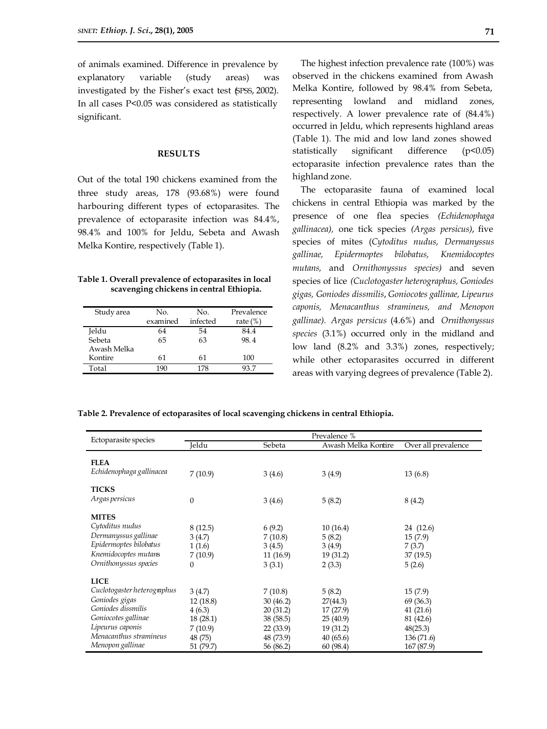of animals examined. Difference in prevalence by explanatory variable (study areas) was investigated by the Fisher's exact test (SPSS, 2002). In all cases P<0.05 was considered as statistically significant.

## RESULTS

Out of the total 190 chickens examined from the three study areas, 178 (93.68%) were found harbouring different types of ectoparasites. The prevalence of ectoparasite infection was 84.4%, 98.4% and 100% for Jeldu, Sebeta and Awash Melka Kontire, respectively (Table 1).

**Table 1. Overall prevalence of ectoparasites in local scavenging chickens in central Ethiopia.**

| Study area | No. examined | No. infected | Prevalence rate (%) |
|---|---|---|---|
| Jeldu | 64 | 54 | 84.4 |
| Sebeta | 65 | 63 | 98. 4 |
| Awash Melka Kontire | 61 | 61 | 100 |
| Total | 190 | 178 | 93.7 |

The highest infection prevalence rate (100%) was observed in the chickens examined from Awash Melka Kontire, followed by 98.4% from Sebeta, representing lowland and midland zones, respectively. A lower prevalence rate of (84.4%) occurred in Jeldu, which represents highland areas (Table 1). The mid and low land zones showed statistically significant difference ($p<0.05$) ectoparasite infection prevalence rates than the highland zone.

The ectoparasite fauna of examined local chickens in central Ethiopia was marked by the presence of one flea species *(Echidenophaga gallinacea),* one tick species *(Argas persicus)*, five species of mites (*Cytoditus nudus, Dermanyssus gallinae, Epidermoptes bilobatus, Knemidocoptes mutans,* and *Ornithonyssus species)* and seven species of lice *(Cuclotogaster heterographus, Goniodes gigas, Goniodes dissmilis*, *Goniocotes gallinae, Lipeurus caponis, Menacanthus stramineus, and Menopon gallinae). Argas persicus* (4.6%) and *Ornithonyssus species* (3.1%) occurred only in the midland and low land (8.2% and 3.3%) zones, respectively; while other ectoparasites occurred in different areas with varying degrees of prevalence (Table 2).

**Table 2. Prevalence of ectoparasites of local scavenging chickens in central Ethiopia.**

| Ectoparasite species | Prevalence % | | | |
|---|---|---|---|---|
| | Jeldu | Sebeta | Awash Melka Kontire | Over all prevalence |
| **FLEA** | | | | |
| *Echidenophaga gallinacea* | 7 (10.9) | 3 (4.6) | 3 (4.9) | 13 (6.8) |
| **TICKS** | | | | |
| *Argas persicus* | 0 | 3 (4.6) | 5 (8.2) | 8 (4.2) |
| **MITES** | | | | |
| *Cytoditus nudus* | 8 (12.5) | 6 (9.2) | 10 (16.4) | 24 (12.6) |
| *Dermanyssus gallinae* | 3 (4.7) | 7 (10.8) | 5 (8.2) | 15 (7.9) |
| *Epidermoptes bilobatus* | 1 (1.6) | 3 (4.5) | 3 (4.9) | 7 (3.7) |
| *Knemidocoptes mutans* | 7 (10.9) | 11 (16.9) | 19 (31.2) | 37 (19.5) |
| *Ornithonyssus species* | 0 | 3 (3.1) | 2 (3.3) | 5 (2.6) |
| **LICE** | | | | |
| *Cuclotogaster heterographus* | 3 (4.7) | 7 (10.8) | 5 (8.2) | 15 (7.9) |
| *Goniodes gigas* | 12 (18.8) | 30 (46.2) | 27(44.3) | 69 (36.3) |
| *Goniodes dissmilis* | 4 (6.3) | 20 (31.2) | 17 (27.9) | 41 (21.6) |
| *Goniocotes gallinae* | 18 (28.1) | 38 (58.5) | 25 (40.9) | 81 (42.6) |
| *Lipeurus caponis* | 7 (10.9) | 22 (33.9) | 19 (31.2) | 48(25.3) |
| *Menacanthus stramineus* | 48 (75) | 48 (73.9) | 40 (65.6) | 136 (71.6) |
| *Menopon gallinae* | 51 (79.7) | 56 (86.2) | 60 (98.4) | 167 (87.9) |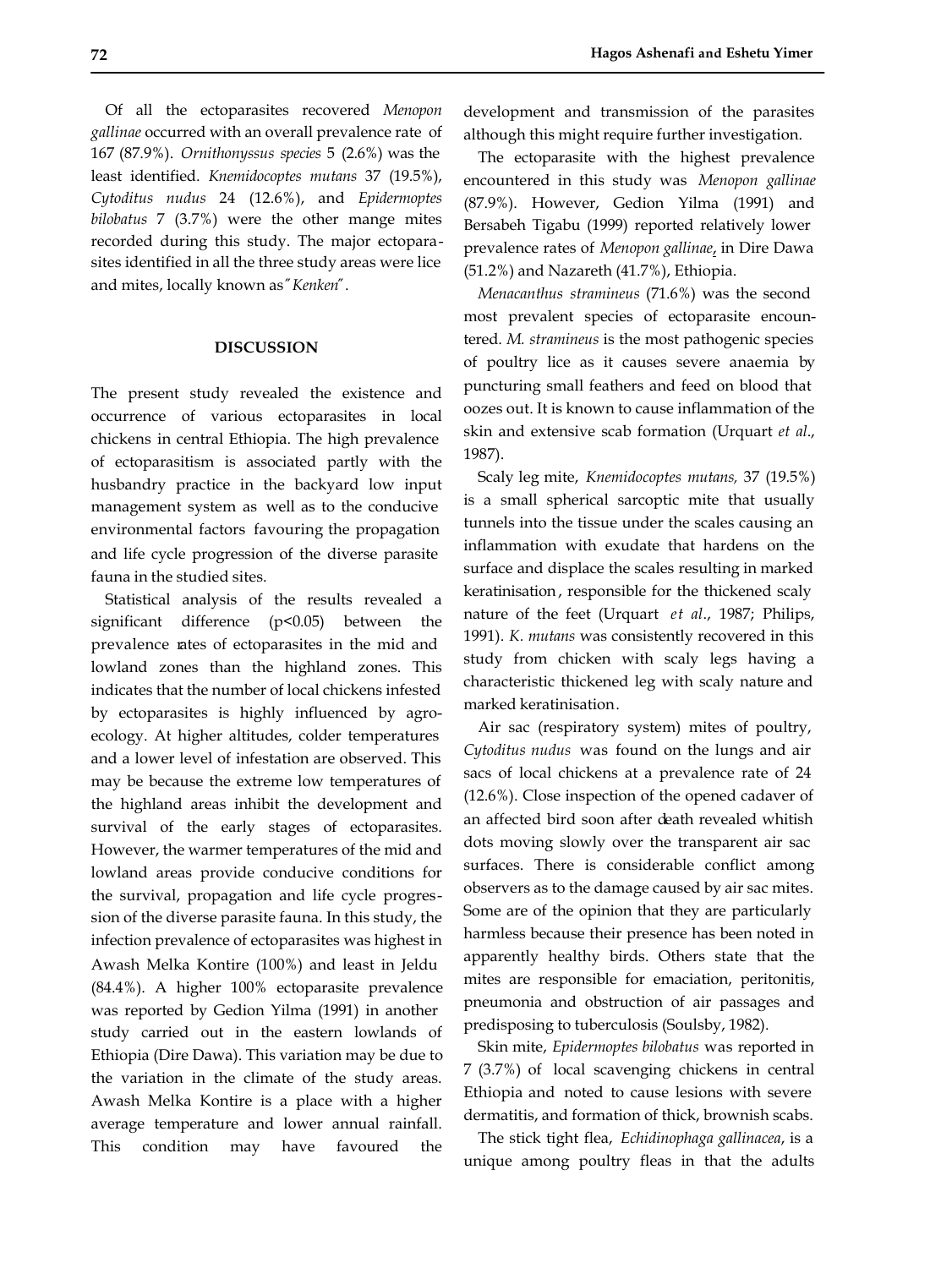Of all the ectoparasites recovered *Menopon gallinae* occurred with an overall prevalence rate of 167 (87.9%). *Ornithonyssus species* 5 (2.6%) was the least identified. *Knemidocoptes mutans* 37 (19.5%), *Cytoditus nudus* 24 (12.6%), and *Epidermoptes bilobatus* 7 (3.7%) were the other mange mites recorded during this study. The major ectoparasites identified in all the three study areas were lice and mites, locally known as "*Kenken*".

## DISCUSSION

The present study revealed the existence and occurrence of various ectoparasites in local chickens in central Ethiopia. The high prevalence of ectoparasitism is associated partly with the husbandry practice in the backyard low input management system as well as to the conducive environmental factors favouring the propagation and life cycle progression of the diverse parasite fauna in the studied sites.

Statistical analysis of the results revealed a significant difference ($p<0.05$) between the prevalence rates of ectoparasites in the mid and lowland zones than the highland zones. This indicates that the number of local chickens infested by ectoparasites is highly influenced by agro-ecology. At higher altitudes, colder temperatures and a lower level of infestation are observed. This may be because the extreme low temperatures of the highland areas inhibit the development and survival of the early stages of ectoparasites. However, the warmer temperatures of the mid and lowland areas provide conducive conditions for the survival, propagation and life cycle progression of the diverse parasite fauna. In this study, the infection prevalence of ectoparasites was highest in Awash Melka Kontire (100%) and least in Jeldu (84.4%). A higher 100% ectoparasite prevalence was reported by Gedion Yilma (1991) in another study carried out in the eastern lowlands of Ethiopia (Dire Dawa). This variation may be due to the variation in the climate of the study areas. Awash Melka Kontire is a place with a higher average temperature and lower annual rainfall. This condition may have favoured the development and transmission of the parasites although this might require further investigation.

The ectoparasite with the highest prevalence encountered in this study was *Menopon gallinae* (87.9%). However, Gedion Yilma (1991) and Bersabeh Tigabu (1999) reported relatively lower prevalence rates of *Menopon gallinae*, in Dire Dawa (51.2%) and Nazareth (41.7%), Ethiopia.

*Menacanthus stramineus* (71.6%) was the second most prevalent species of ectoparasite encountered. *M. stramineus* is the most pathogenic species of poultry lice as it causes severe anaemia by puncturing small feathers and feed on blood that oozes out. It is known to cause inflammation of the skin and extensive scab formation (Urquart *et al*., 1987).

Scaly leg mite, *Knemidocoptes mutans,* 37 (19.5%) is a small spherical sarcoptic mite that usually tunnels into the tissue under the scales causing an inflammation with exudate that hardens on the surface and displace the scales resulting in marked keratinisation, responsible for the thickened scaly nature of the feet (Urquart *et al*., 1987; Philips, 1991). *K. mutans* was consistently recovered in this study from chicken with scaly legs having a characteristic thickened leg with scaly nature and marked keratinisation.

Air sac (respiratory system) mites of poultry, *Cytoditus nudus* was found on the lungs and air sacs of local chickens at a prevalence rate of 24 (12.6%). Close inspection of the opened cadaver of an affected bird soon after death revealed whitish dots moving slowly over the transparent air sac surfaces. There is considerable conflict among observers as to the damage caused by air sac mites. Some are of the opinion that they are particularly harmless because their presence has been noted in apparently healthy birds. Others state that the mites are responsible for emaciation, peritonitis, pneumonia and obstruction of air passages and predisposing to tuberculosis (Soulsby, 1982).

Skin mite, *Epidermoptes bilobatus* was reported in 7 (3.7%) of local scavenging chickens in central Ethiopia and noted to cause lesions with severe dermatitis, and formation of thick, brownish scabs.

The stick tight flea, *Echidinophaga gallinacea*, is a unique among poultry fleas in that the adults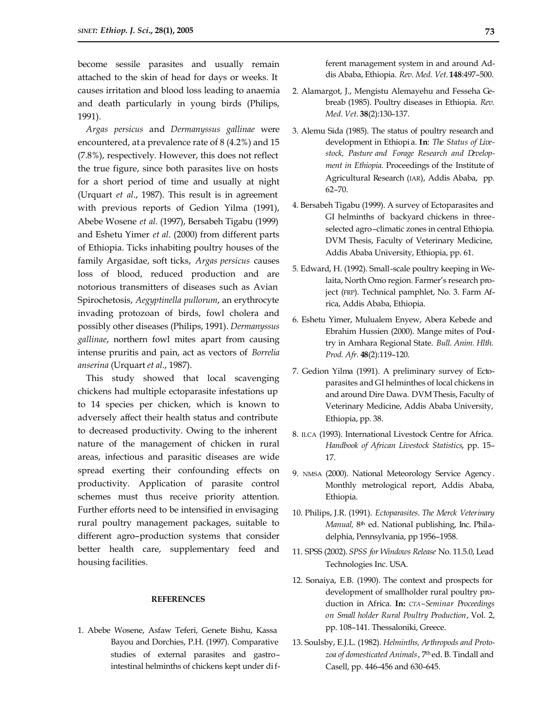become sessile parasites and usually remain attached to the skin of head for days or weeks. It causes irritation and blood loss leading to anaemia and death particularly in young birds (Philips, 1991).

*Argas persicus* and *Dermanyssus gallinae* were encountered, at a prevalence rate of 8 (4.2%) and 15 (7.8%), respectively. However, this does not reflect the true figure, since both parasites live on hosts for a short period of time and usually at night (Urquart *et al*., 1987). This result is in agreement with previous reports of Gedion Yilma (1991), Abebe Wosene *et al*. (1997), Bersabeh Tigabu (1999) and Eshetu Yimer *et al*. (2000) from different parts of Ethiopia. Ticks inhabiting poultry houses of the family Argasidae, soft ticks, *Argas persicus* causes loss of blood, reduced production and are notorious transmitters of diseases such as Avian Spirochetosis, *Aegyptinella pullorum*, an erythrocyte invading protozoan of birds, fowl cholera and possibly other diseases (Philips, 1991). *Dermanyssus gallinae*, northern fowl mites apart from causing intense pruritis and pain, act as vectors of *Borrelia anserina* (Urquart *et al*., 1987).

This study showed that local scavenging chickens had multiple ectoparasite infestations up to 14 species per chicken, which is known to adversely affect their health status and contribute to decreased productivity. Owing to the inherent nature of the management of chicken in rural areas, infectious and parasitic diseases are wide spread exerting their confounding effects on productivity. Application of parasite control schemes must thus receive priority attention. Further efforts need to be intensified in envisaging rural poultry management packages, suitable to different agro–production systems that consider better health care, supplementary feed and housing facilities.

## REFERENCES

1. Abebe Wosene, Asfaw Teferi, Genete Bishu, Kassa Bayou and Dorchies, P.H. (1997). Comparative studies of external parasites and gastro–intestinal helminths of chickens kept under different management system in and around Addis Ababa, Ethiopia. *Rev. Med. Vet*. **148**:497–500.
2. Alamargot, J., Mengistu Alemayehu and Fesseha Gebreab (1985). Poultry diseases in Ethiopia. *Rev. Med. Vet*. **38**(2):130–137.
3. Alemu Sida (1985). The status of poultry research and development in Ethiopia. **In**: *The Status of Livestock, Pasture and Forage Research and Development in Ethiopia*. Proceedings of the Institute of Agricultural Research (IAR), Addis Ababa, pp. 62–70.
4. Bersabeh Tigabu (1999). A survey of Ectoparasites and GI helminths of backyard chickens in three-selected agro–climatic zones in central Ethiopia. DVM Thesis, Faculty of Veterinary Medicine, Addis Ababa University, Ethiopia, pp. 61.
5. Edward, H. (1992). Small-scale poultry keeping in Welaita, North Omo region. Farmer's research project (FRP). Technical pamphlet, No. 3. Farm Africa, Addis Ababa, Ethiopia.
6. Eshetu Yimer, Mulualem Enyew, Abera Kebede and Ebrahim Hussien (2000). Mange mites of Poultry in Amhara Regional State. *Bull. Anim. Hlth. Prod. Afr.* **48**(2):119–120.
7. Gedion Yilma (1991). A preliminary survey of Ectoparasites and GI helminthes of local chickens in and around Dire Dawa. DVM Thesis, Faculty of Veterinary Medicine, Addis Ababa University, Ethiopia, pp. 38.
8. ILCA (1993). International Livestock Centre for Africa. *Handbook of African Livestock Statistics*, pp. 15–17.
9. NMSA (2000). National Meteorology Service Agency. Monthly metrological report, Addis Ababa, Ethiopia.
10. Philips, J.R. (1991). *Ectoparasites*. *The Merck Veterinary Manual,* 8th ed. National publishing, Inc. Philadelphia, Pennsylvania, pp 1956–1958.
11. SPSS (2002). *SPSS for Windows Release* No. 11.5.0, Lead Technologies Inc. USA.
12. Sonaiya, E.B. (1990). The context and prospects for development of smallholder rural poultry production in Africa. **In:** *CTA–Seminar Proceedings on Small holder Rural Poultry Production*, Vol. 2, pp. 108–141. Thessaloniki, Greece.
13. Soulsby, E.J.L. (1982). *Helminths, Arthropods and Protozoa of domesticated Animals*, 7th ed. B. Tindall and Casell, pp. 446–456 and 630–645.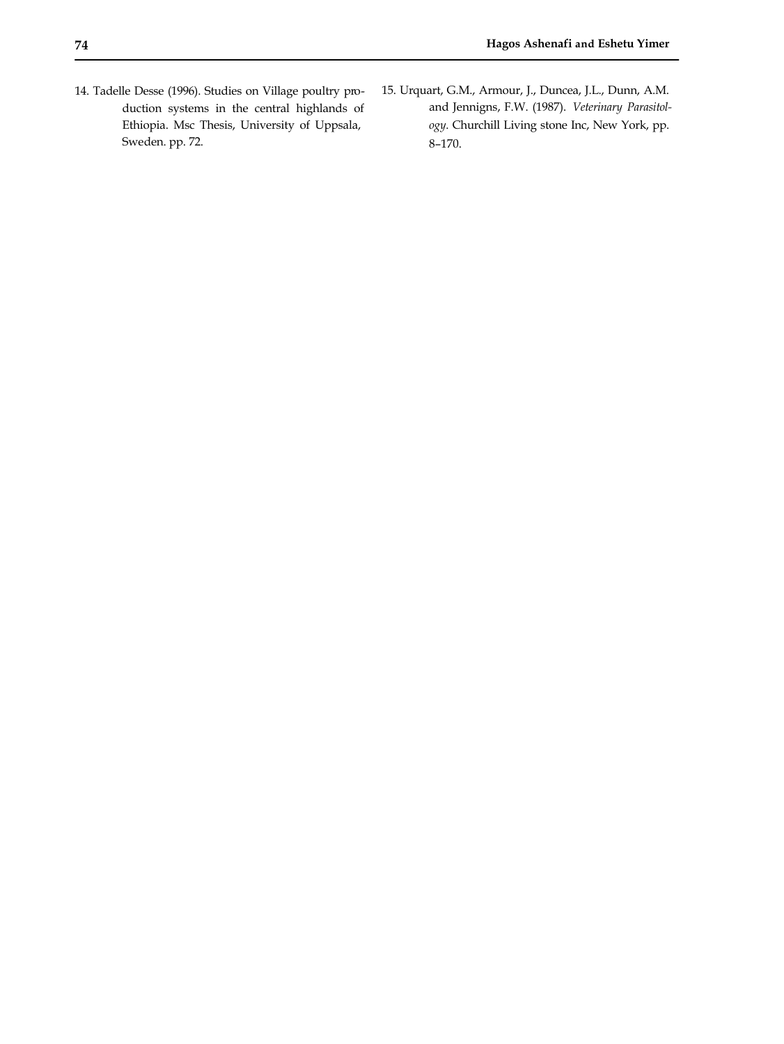14. Tadelle Desse (1996). Studies on Village poultry production systems in the central highlands of Ethiopia. Msc Thesis, University of Uppsala, Sweden. pp. 72.

15. Urquart, G.M., Armour, J., Duncea, J.L., Dunn, A.M. and Jennigns, F.W. (1987). *Veterinary Parasitology*. Churchill Living stone Inc, New York, pp. 8–170.